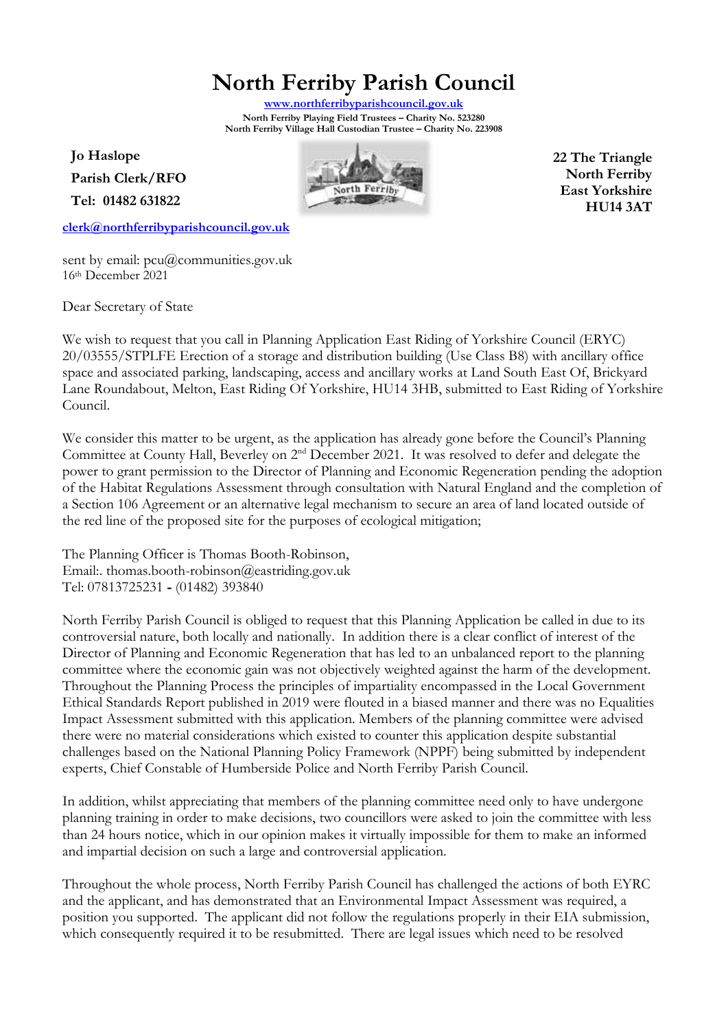# North Ferriby Parish Council

www.northferribyparishcouncil.gov.uk
**North Ferriby Playing Field Trustees – Charity No. 523280**
**North Ferriby Village Hall Custodian Trustee – Charity No. 223908**

**Jo Haslope**
**Parish Clerk/RFO**
**Tel: 01482 631822**

clerk@northferribyparishcouncil.gov.uk

**22 The Triangle**
**North Ferriby**
**East Yorkshire**
**HU14 3AT**

sent by email: pcu@communities.gov.uk
16th December 2021

Dear Secretary of State

We wish to request that you call in Planning Application East Riding of Yorkshire Council (ERYC) 20/03555/STPLFE Erection of a storage and distribution building (Use Class B8) with ancillary office space and associated parking, landscaping, access and ancillary works at Land South East Of, Brickyard Lane Roundabout, Melton, East Riding Of Yorkshire, HU14 3HB, submitted to East Riding of Yorkshire Council.

We consider this matter to be urgent, as the application has already gone before the Council's Planning Committee at County Hall, Beverley on 2nd December 2021. It was resolved to defer and delegate the power to grant permission to the Director of Planning and Economic Regeneration pending the adoption of the Habitat Regulations Assessment through consultation with Natural England and the completion of a Section 106 Agreement or an alternative legal mechanism to secure an area of land located outside of the red line of the proposed site for the purposes of ecological mitigation;

The Planning Officer is Thomas Booth-Robinson,
Email:. thomas.booth-robinson@eastriding.gov.uk
Tel: 07813725231 - (01482) 393840

North Ferriby Parish Council is obliged to request that this Planning Application be called in due to its controversial nature, both locally and nationally. In addition there is a clear conflict of interest of the Director of Planning and Economic Regeneration that has led to an unbalanced report to the planning committee where the economic gain was not objectively weighted against the harm of the development. Throughout the Planning Process the principles of impartiality encompassed in the Local Government Ethical Standards Report published in 2019 were flouted in a biased manner and there was no Equalities Impact Assessment submitted with this application. Members of the planning committee were advised there were no material considerations which existed to counter this application despite substantial challenges based on the National Planning Policy Framework (NPPF) being submitted by independent experts, Chief Constable of Humberside Police and North Ferriby Parish Council.

In addition, whilst appreciating that members of the planning committee need only to have undergone planning training in order to make decisions, two councillors were asked to join the committee with less than 24 hours notice, which in our opinion makes it virtually impossible for them to make an informed and impartial decision on such a large and controversial application.

Throughout the whole process, North Ferriby Parish Council has challenged the actions of both EYRC and the applicant, and has demonstrated that an Environmental Impact Assessment was required, a position you supported. The applicant did not follow the regulations properly in their EIA submission, which consequently required it to be resubmitted. There are legal issues which need to be resolved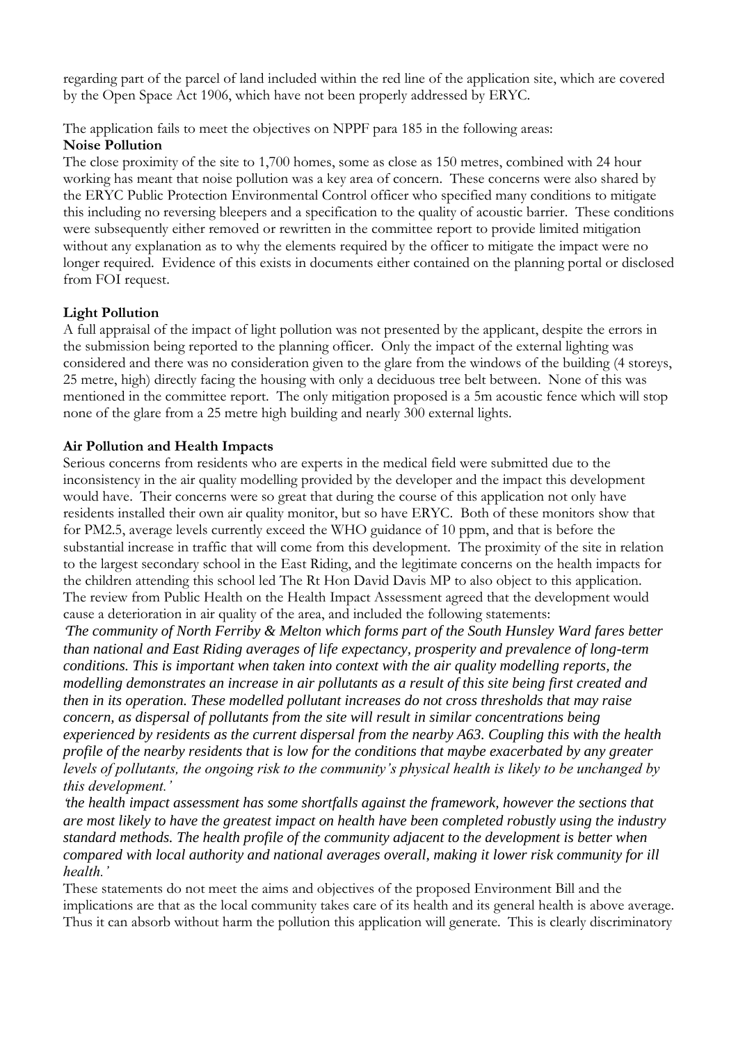regarding part of the parcel of land included within the red line of the application site, which are covered by the Open Space Act 1906, which have not been properly addressed by ERYC.

The application fails to meet the objectives on NPPF para 185 in the following areas:

**Noise Pollution**

The close proximity of the site to 1,700 homes, some as close as 150 metres, combined with 24 hour working has meant that noise pollution was a key area of concern. These concerns were also shared by the ERYC Public Protection Environmental Control officer who specified many conditions to mitigate this including no reversing bleepers and a specification to the quality of acoustic barrier. These conditions were subsequently either removed or rewritten in the committee report to provide limited mitigation without any explanation as to why the elements required by the officer to mitigate the impact were no longer required. Evidence of this exists in documents either contained on the planning portal or disclosed from FOI request.

**Light Pollution**

A full appraisal of the impact of light pollution was not presented by the applicant, despite the errors in the submission being reported to the planning officer. Only the impact of the external lighting was considered and there was no consideration given to the glare from the windows of the building (4 storeys, 25 metre, high) directly facing the housing with only a deciduous tree belt between. None of this was mentioned in the committee report. The only mitigation proposed is a 5m acoustic fence which will stop none of the glare from a 25 metre high building and nearly 300 external lights.

**Air Pollution and Health Impacts**

Serious concerns from residents who are experts in the medical field were submitted due to the inconsistency in the air quality modelling provided by the developer and the impact this development would have. Their concerns were so great that during the course of this application not only have residents installed their own air quality monitor, but so have ERYC. Both of these monitors show that for PM2.5, average levels currently exceed the WHO guidance of 10 ppm, and that is before the substantial increase in traffic that will come from this development. The proximity of the site in relation to the largest secondary school in the East Riding, and the legitimate concerns on the health impacts for the children attending this school led The Rt Hon David Davis MP to also object to this application. The review from Public Health on the Health Impact Assessment agreed that the development would cause a deterioration in air quality of the area, and included the following statements:

*'The community of North Ferriby & Melton which forms part of the South Hunsley Ward fares better than national and East Riding averages of life expectancy, prosperity and prevalence of long-term conditions. This is important when taken into context with the air quality modelling reports, the modelling demonstrates an increase in air pollutants as a result of this site being first created and then in its operation. These modelled pollutant increases do not cross thresholds that may raise concern, as dispersal of pollutants from the site will result in similar concentrations being experienced by residents as the current dispersal from the nearby A63. Coupling this with the health profile of the nearby residents that is low for the conditions that maybe exacerbated by any greater levels of pollutants, the ongoing risk to the community's physical health is likely to be unchanged by this development.'*

*'the health impact assessment has some shortfalls against the framework, however the sections that are most likely to have the greatest impact on health have been completed robustly using the industry standard methods. The health profile of the community adjacent to the development is better when compared with local authority and national averages overall, making it lower risk community for ill health.'*

These statements do not meet the aims and objectives of the proposed Environment Bill and the implications are that as the local community takes care of its health and its general health is above average. Thus it can absorb without harm the pollution this application will generate. This is clearly discriminatory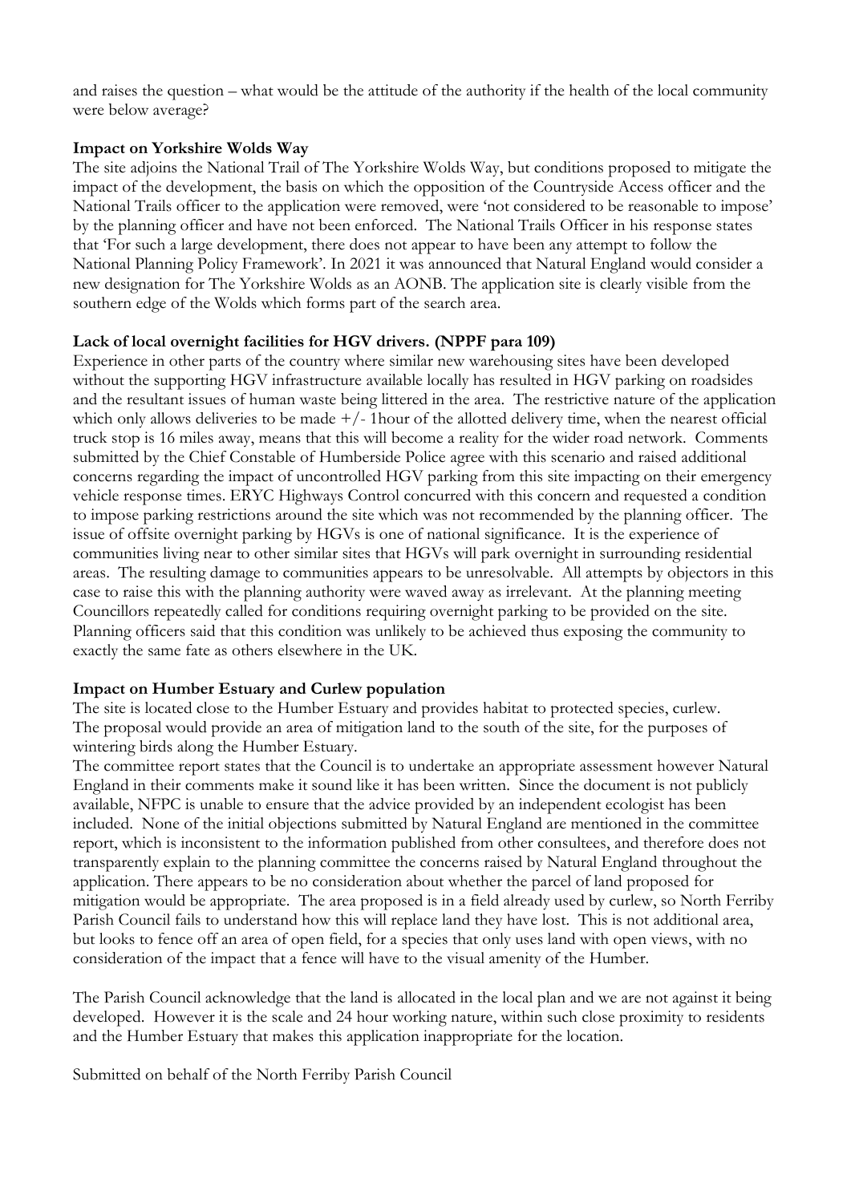and raises the question – what would be the attitude of the authority if the health of the local community were below average?

**Impact on Yorkshire Wolds Way**

The site adjoins the National Trail of The Yorkshire Wolds Way, but conditions proposed to mitigate the impact of the development, the basis on which the opposition of the Countryside Access officer and the National Trails officer to the application were removed, were 'not considered to be reasonable to impose' by the planning officer and have not been enforced. The National Trails Officer in his response states that 'For such a large development, there does not appear to have been any attempt to follow the National Planning Policy Framework'. In 2021 it was announced that Natural England would consider a new designation for The Yorkshire Wolds as an AONB. The application site is clearly visible from the southern edge of the Wolds which forms part of the search area.

**Lack of local overnight facilities for HGV drivers. (NPPF para 109)**

Experience in other parts of the country where similar new warehousing sites have been developed without the supporting HGV infrastructure available locally has resulted in HGV parking on roadsides and the resultant issues of human waste being littered in the area. The restrictive nature of the application which only allows deliveries to be made +/- 1hour of the allotted delivery time, when the nearest official truck stop is 16 miles away, means that this will become a reality for the wider road network. Comments submitted by the Chief Constable of Humberside Police agree with this scenario and raised additional concerns regarding the impact of uncontrolled HGV parking from this site impacting on their emergency vehicle response times. ERYC Highways Control concurred with this concern and requested a condition to impose parking restrictions around the site which was not recommended by the planning officer. The issue of offsite overnight parking by HGVs is one of national significance. It is the experience of communities living near to other similar sites that HGVs will park overnight in surrounding residential areas. The resulting damage to communities appears to be unresolvable. All attempts by objectors in this case to raise this with the planning authority were waved away as irrelevant. At the planning meeting Councillors repeatedly called for conditions requiring overnight parking to be provided on the site. Planning officers said that this condition was unlikely to be achieved thus exposing the community to exactly the same fate as others elsewhere in the UK.

**Impact on Humber Estuary and Curlew population**

The site is located close to the Humber Estuary and provides habitat to protected species, curlew. The proposal would provide an area of mitigation land to the south of the site, for the purposes of wintering birds along the Humber Estuary.

The committee report states that the Council is to undertake an appropriate assessment however Natural England in their comments make it sound like it has been written. Since the document is not publicly available, NFPC is unable to ensure that the advice provided by an independent ecologist has been included. None of the initial objections submitted by Natural England are mentioned in the committee report, which is inconsistent to the information published from other consultees, and therefore does not transparently explain to the planning committee the concerns raised by Natural England throughout the application. There appears to be no consideration about whether the parcel of land proposed for mitigation would be appropriate. The area proposed is in a field already used by curlew, so North Ferriby Parish Council fails to understand how this will replace land they have lost. This is not additional area, but looks to fence off an area of open field, for a species that only uses land with open views, with no consideration of the impact that a fence will have to the visual amenity of the Humber.

The Parish Council acknowledge that the land is allocated in the local plan and we are not against it being developed. However it is the scale and 24 hour working nature, within such close proximity to residents and the Humber Estuary that makes this application inappropriate for the location.

Submitted on behalf of the North Ferriby Parish Council